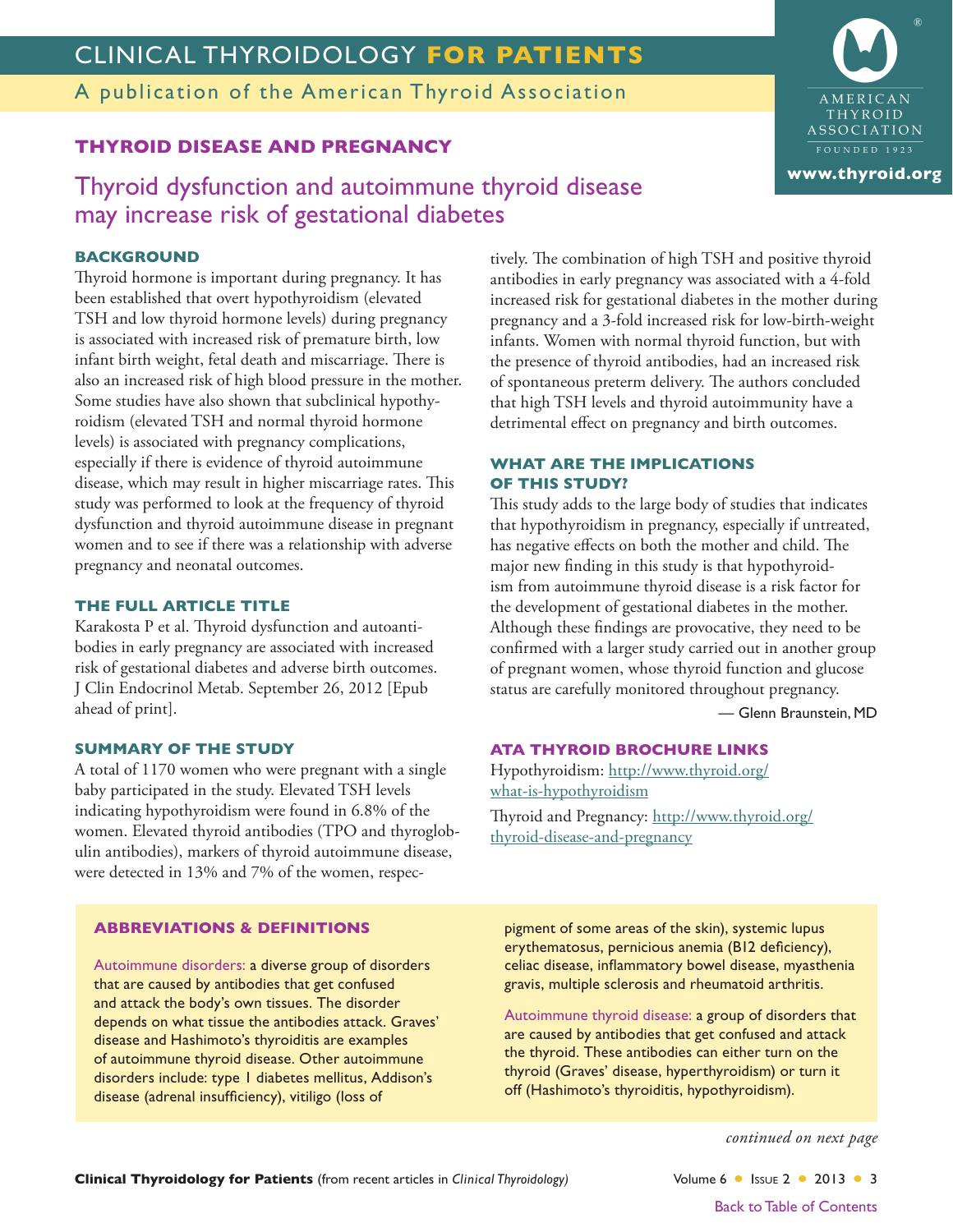# CLINICAL THYROIDOLOGY FOR PATIENTS

A publication of the American Thyroid Association

## THYROID DISEASE AND PREGNANCY

## Thyroid dysfunction and autoimmune thyroid disease may increase risk of gestational diabetes

### BACKGROUND

Thyroid hormone is important during pregnancy. It has been established that overt hypothyroidism (elevated TSH and low thyroid hormone levels) during pregnancy is associated with increased risk of premature birth, low infant birth weight, fetal death and miscarriage. There is also an increased risk of high blood pressure in the mother. Some studies have also shown that subclinical hypothyroidism (elevated TSH and normal thyroid hormone levels) is associated with pregnancy complications, especially if there is evidence of thyroid autoimmune disease, which may result in higher miscarriage rates. This study was performed to look at the frequency of thyroid dysfunction and thyroid autoimmune disease in pregnant women and to see if there was a relationship with adverse pregnancy and neonatal outcomes.

### THE FULL ARTICLE TITLE

Karakosta P et al. Thyroid dysfunction and autoantibodies in early pregnancy are associated with increased risk of gestational diabetes and adverse birth outcomes. J Clin Endocrinol Metab. September 26, 2012 [Epub ahead of print].

### SUMMARY OF THE STUDY

A total of 1170 women who were pregnant with a single baby participated in the study. Elevated TSH levels indicating hypothyroidism were found in 6.8% of the women. Elevated thyroid antibodies (TPO and thyroglobulin antibodies), markers of thyroid autoimmune disease, were detected in 13% and 7% of the women, respectively. The combination of high TSH and positive thyroid antibodies in early pregnancy was associated with a 4-fold increased risk for gestational diabetes in the mother during pregnancy and a 3-fold increased risk for low-birth-weight infants. Women with normal thyroid function, but with the presence of thyroid antibodies, had an increased risk of spontaneous preterm delivery. The authors concluded that high TSH levels and thyroid autoimmunity have a detrimental effect on pregnancy and birth outcomes.

### WHAT ARE THE IMPLICATIONS OF THIS STUDY?

This study adds to the large body of studies that indicates that hypothyroidism in pregnancy, especially if untreated, has negative effects on both the mother and child. The major new finding in this study is that hypothyroidism from autoimmune thyroid disease is a risk factor for the development of gestational diabetes in the mother. Although these findings are provocative, they need to be confirmed with a larger study carried out in another group of pregnant women, whose thyroid function and glucose status are carefully monitored throughout pregnancy.

— Glenn Braunstein, MD

### ATA THYROID BROCHURE LINKS

Hypothyroidism: http://www.thyroid.org/what-is-hypothyroidism

Thyroid and Pregnancy: http://www.thyroid.org/thyroid-disease-and-pregnancy

### ABBREVIATIONS & DEFINITIONS

Autoimmune disorders: a diverse group of disorders that are caused by antibodies that get confused and attack the body's own tissues. The disorder depends on what tissue the antibodies attack. Graves' disease and Hashimoto's thyroiditis are examples of autoimmune thyroid disease. Other autoimmune disorders include: type 1 diabetes mellitus, Addison's disease (adrenal insufficiency), vitiligo (loss of pigment of some areas of the skin), systemic lupus erythematosus, pernicious anemia (B12 deficiency), celiac disease, inflammatory bowel disease, myasthenia gravis, multiple sclerosis and rheumatoid arthritis.

Autoimmune thyroid disease: a group of disorders that are caused by antibodies that get confused and attack the thyroid. These antibodies can either turn on the thyroid (Graves' disease, hyperthyroidism) or turn it off (Hashimoto's thyroiditis, hypothyroidism).

*continued on next page*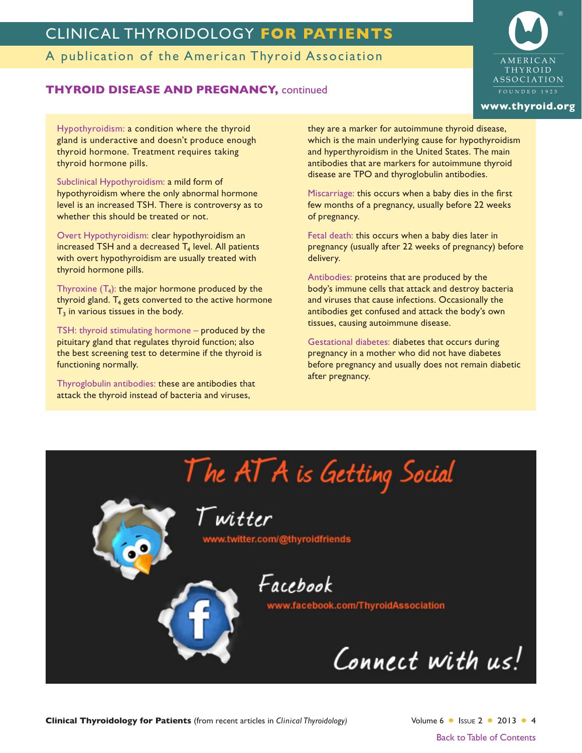## THYROID DISEASE AND PREGNANCY, continued

Hypothyroidism: a condition where the thyroid gland is underactive and doesn't produce enough thyroid hormone. Treatment requires taking thyroid hormone pills.

Subclinical Hypothyroidism: a mild form of hypothyroidism where the only abnormal hormone level is an increased TSH. There is controversy as to whether this should be treated or not.

Overt Hypothyroidism: clear hypothyroidism an increased TSH and a decreased $T_4$ level. All patients with overt hypothyroidism are usually treated with thyroid hormone pills.

Thyroxine ($T_4$): the major hormone produced by the thyroid gland. $T_4$ gets converted to the active hormone $T_3$ in various tissues in the body.

TSH: thyroid stimulating hormone – produced by the pituitary gland that regulates thyroid function; also the best screening test to determine if the thyroid is functioning normally.

Thyroglobulin antibodies: these are antibodies that attack the thyroid instead of bacteria and viruses, they are a marker for autoimmune thyroid disease, which is the main underlying cause for hypothyroidism and hyperthyroidism in the United States. The main antibodies that are markers for autoimmune thyroid disease are TPO and thyroglobulin antibodies.

Miscarriage: this occurs when a baby dies in the first few months of a pregnancy, usually before 22 weeks of pregnancy.

Fetal death: this occurs when a baby dies later in pregnancy (usually after 22 weeks of pregnancy) before delivery.

Antibodies: proteins that are produced by the body's immune cells that attack and destroy bacteria and viruses that cause infections. Occasionally the antibodies get confused and attack the body's own tissues, causing autoimmune disease.

Gestational diabetes: diabetes that occurs during pregnancy in a mother who did not have diabetes before pregnancy and usually does not remain diabetic after pregnancy.

The ATA is Getting Social

Twitter

www.twitter.com/@thyroidfriends

Facebook

www.facebook.com/ThyroidAssociation

Connect with us!

Back to Table of Contents